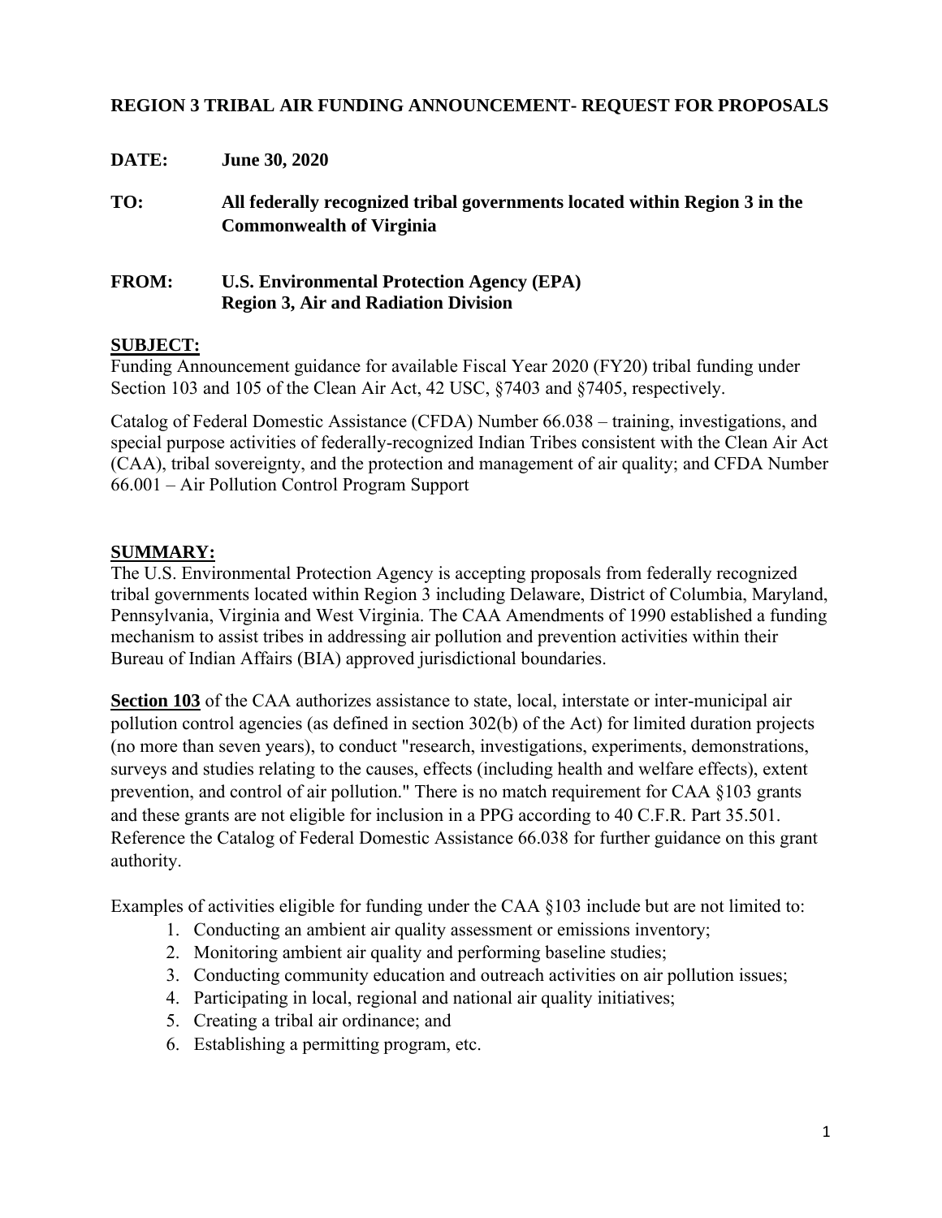**REGION 3 TRIBAL AIR FUNDING ANNOUNCEMENT- REQUEST FOR PROPOSALS**

**DATE:** **June 30, 2020**

**TO:** **All federally recognized tribal governments located within Region 3 in the Commonwealth of Virginia**

**FROM:** **U.S. Environmental Protection Agency (EPA)**
**Region 3, Air and Radiation Division**

## SUBJECT:

Funding Announcement guidance for available Fiscal Year 2020 (FY20) tribal funding under Section 103 and 105 of the Clean Air Act, 42 USC, §7403 and §7405, respectively.

Catalog of Federal Domestic Assistance (CFDA) Number 66.038 – training, investigations, and special purpose activities of federally-recognized Indian Tribes consistent with the Clean Air Act (CAA), tribal sovereignty, and the protection and management of air quality; and CFDA Number 66.001 – Air Pollution Control Program Support

## SUMMARY:

The U.S. Environmental Protection Agency is accepting proposals from federally recognized tribal governments located within Region 3 including Delaware, District of Columbia, Maryland, Pennsylvania, Virginia and West Virginia. The CAA Amendments of 1990 established a funding mechanism to assist tribes in addressing air pollution and prevention activities within their Bureau of Indian Affairs (BIA) approved jurisdictional boundaries.

**Section 103** of the CAA authorizes assistance to state, local, interstate or inter-municipal air pollution control agencies (as defined in section 302(b) of the Act) for limited duration projects (no more than seven years), to conduct "research, investigations, experiments, demonstrations, surveys and studies relating to the causes, effects (including health and welfare effects), extent prevention, and control of air pollution." There is no match requirement for CAA §103 grants and these grants are not eligible for inclusion in a PPG according to 40 C.F.R. Part 35.501. Reference the Catalog of Federal Domestic Assistance 66.038 for further guidance on this grant authority.

Examples of activities eligible for funding under the CAA §103 include but are not limited to:

1. Conducting an ambient air quality assessment or emissions inventory;
2. Monitoring ambient air quality and performing baseline studies;
3. Conducting community education and outreach activities on air pollution issues;
4. Participating in local, regional and national air quality initiatives;
5. Creating a tribal air ordinance; and
6. Establishing a permitting program, etc.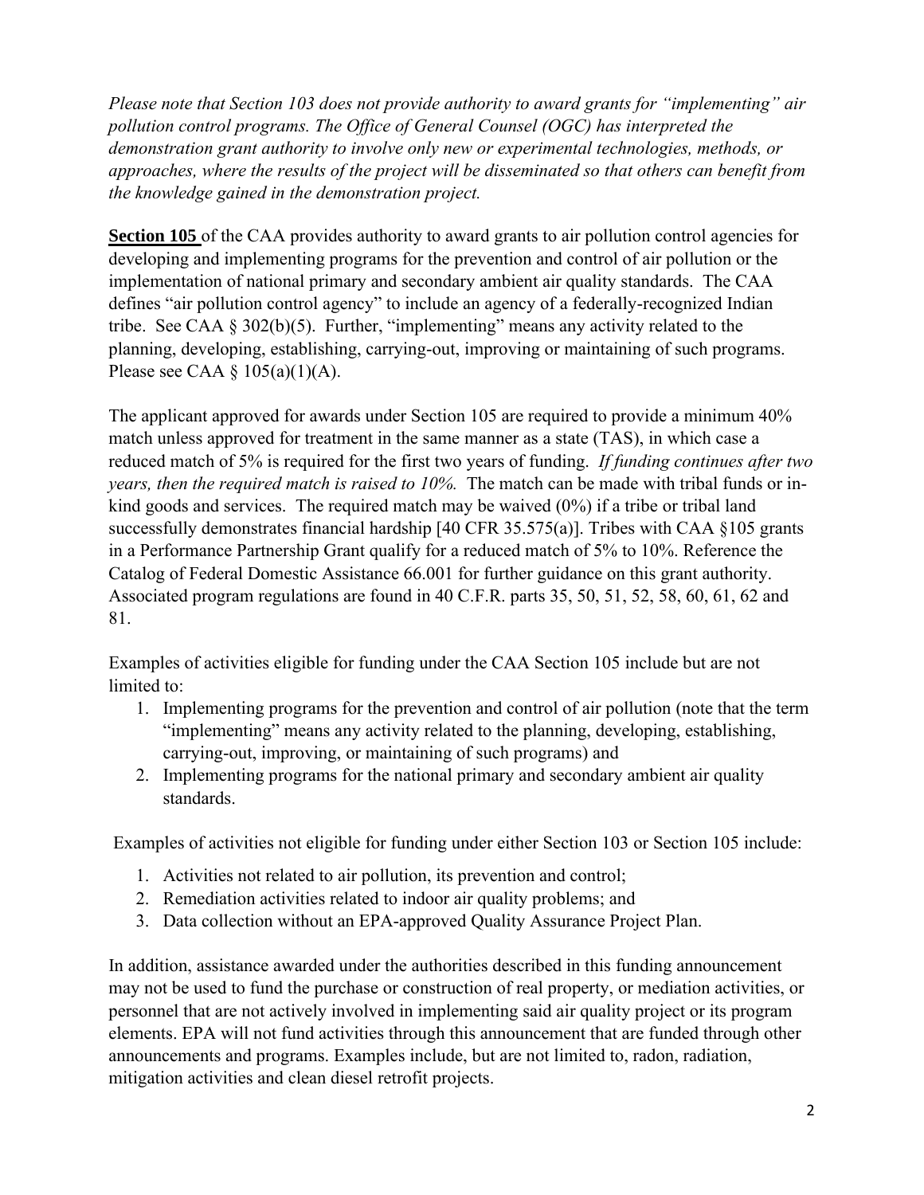*Please note that Section 103 does not provide authority to award grants for "implementing" air pollution control programs. The Office of General Counsel (OGC) has interpreted the demonstration grant authority to involve only new or experimental technologies, methods, or approaches, where the results of the project will be disseminated so that others can benefit from the knowledge gained in the demonstration project.*

**Section 105** of the CAA provides authority to award grants to air pollution control agencies for developing and implementing programs for the prevention and control of air pollution or the implementation of national primary and secondary ambient air quality standards. The CAA defines "air pollution control agency" to include an agency of a federally-recognized Indian tribe. See CAA § 302(b)(5). Further, "implementing" means any activity related to the planning, developing, establishing, carrying-out, improving or maintaining of such programs. Please see CAA § 105(a)(1)(A).

The applicant approved for awards under Section 105 are required to provide a minimum 40% match unless approved for treatment in the same manner as a state (TAS), in which case a reduced match of 5% is required for the first two years of funding. *If funding continues after two years, then the required match is raised to 10%.* The match can be made with tribal funds or in-kind goods and services. The required match may be waived (0%) if a tribe or tribal land successfully demonstrates financial hardship [40 CFR 35.575(a)]. Tribes with CAA §105 grants in a Performance Partnership Grant qualify for a reduced match of 5% to 10%. Reference the Catalog of Federal Domestic Assistance 66.001 for further guidance on this grant authority. Associated program regulations are found in 40 C.F.R. parts 35, 50, 51, 52, 58, 60, 61, 62 and 81.

Examples of activities eligible for funding under the CAA Section 105 include but are not limited to:

1. Implementing programs for the prevention and control of air pollution (note that the term "implementing" means any activity related to the planning, developing, establishing, carrying-out, improving, or maintaining of such programs) and
2. Implementing programs for the national primary and secondary ambient air quality standards.

Examples of activities not eligible for funding under either Section 103 or Section 105 include:

1. Activities not related to air pollution, its prevention and control;
2. Remediation activities related to indoor air quality problems; and
3. Data collection without an EPA-approved Quality Assurance Project Plan.

In addition, assistance awarded under the authorities described in this funding announcement may not be used to fund the purchase or construction of real property, or mediation activities, or personnel that are not actively involved in implementing said air quality project or its program elements. EPA will not fund activities through this announcement that are funded through other announcements and programs. Examples include, but are not limited to, radon, radiation, mitigation activities and clean diesel retrofit projects.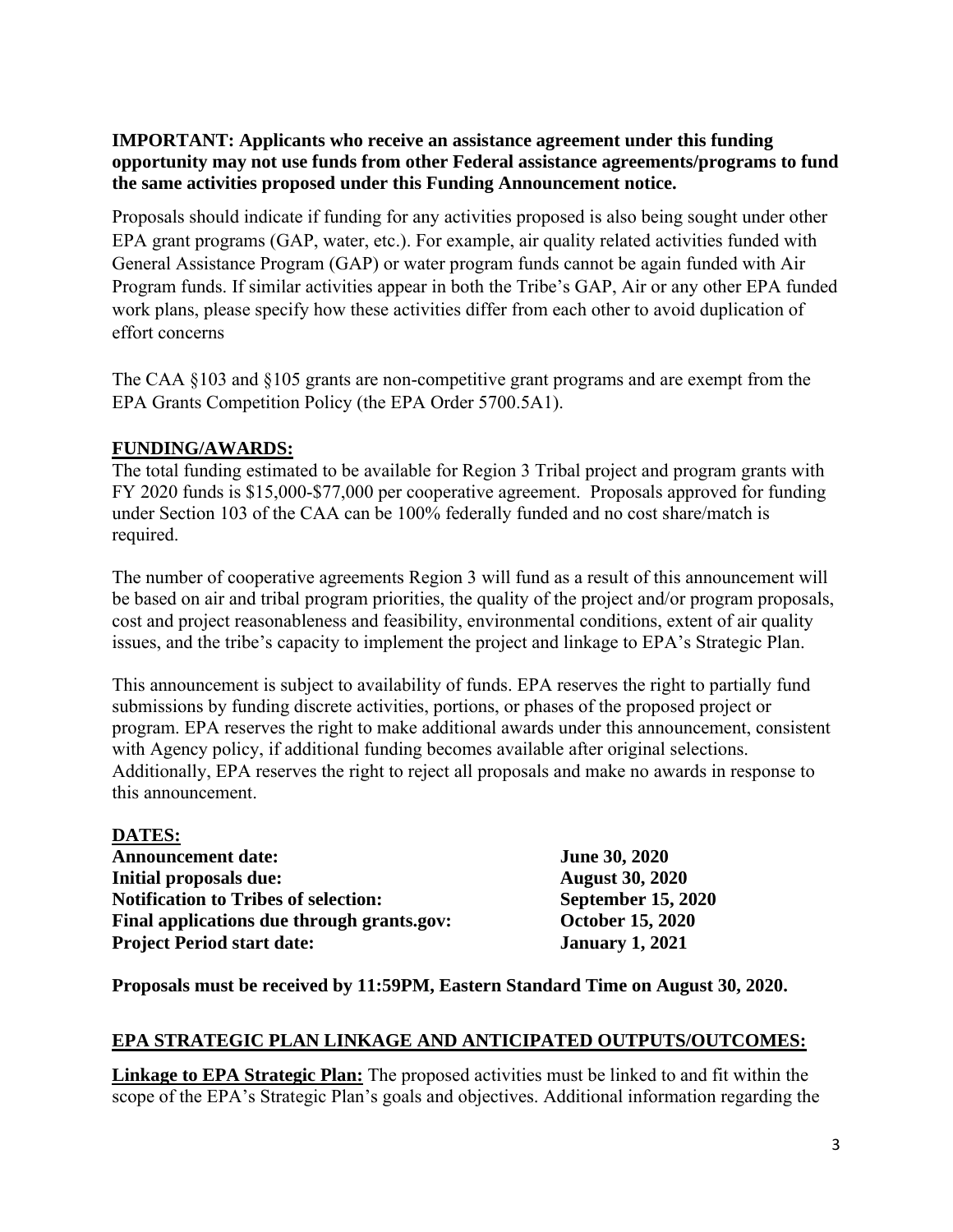**IMPORTANT: Applicants who receive an assistance agreement under this funding opportunity may not use funds from other Federal assistance agreements/programs to fund the same activities proposed under this Funding Announcement notice.**

Proposals should indicate if funding for any activities proposed is also being sought under other EPA grant programs (GAP, water, etc.). For example, air quality related activities funded with General Assistance Program (GAP) or water program funds cannot be again funded with Air Program funds. If similar activities appear in both the Tribe's GAP, Air or any other EPA funded work plans, please specify how these activities differ from each other to avoid duplication of effort concerns

The CAA §103 and §105 grants are non-competitive grant programs and are exempt from the EPA Grants Competition Policy (the EPA Order 5700.5A1).

## FUNDING/AWARDS:

The total funding estimated to be available for Region 3 Tribal project and program grants with FY 2020 funds is $15,000-$77,000 per cooperative agreement. Proposals approved for funding under Section 103 of the CAA can be 100% federally funded and no cost share/match is required.

The number of cooperative agreements Region 3 will fund as a result of this announcement will be based on air and tribal program priorities, the quality of the project and/or program proposals, cost and project reasonableness and feasibility, environmental conditions, extent of air quality issues, and the tribe's capacity to implement the project and linkage to EPA's Strategic Plan.

This announcement is subject to availability of funds. EPA reserves the right to partially fund submissions by funding discrete activities, portions, or phases of the proposed project or program. EPA reserves the right to make additional awards under this announcement, consistent with Agency policy, if additional funding becomes available after original selections. Additionally, EPA reserves the right to reject all proposals and make no awards in response to this announcement.

## DATES:

| | |
|---|---|
| **Announcement date:** | **June 30, 2020** |
| **Initial proposals due:** | **August 30, 2020** |
| **Notification to Tribes of selection:** | **September 15, 2020** |
| **Final applications due through grants.gov:** | **October 15, 2020** |
| **Project Period start date:** | **January 1, 2021** |

**Proposals must be received by 11:59PM, Eastern Standard Time on August 30, 2020.**

## EPA STRATEGIC PLAN LINKAGE AND ANTICIPATED OUTPUTS/OUTCOMES:

**Linkage to EPA Strategic Plan:** The proposed activities must be linked to and fit within the scope of the EPA's Strategic Plan's goals and objectives. Additional information regarding the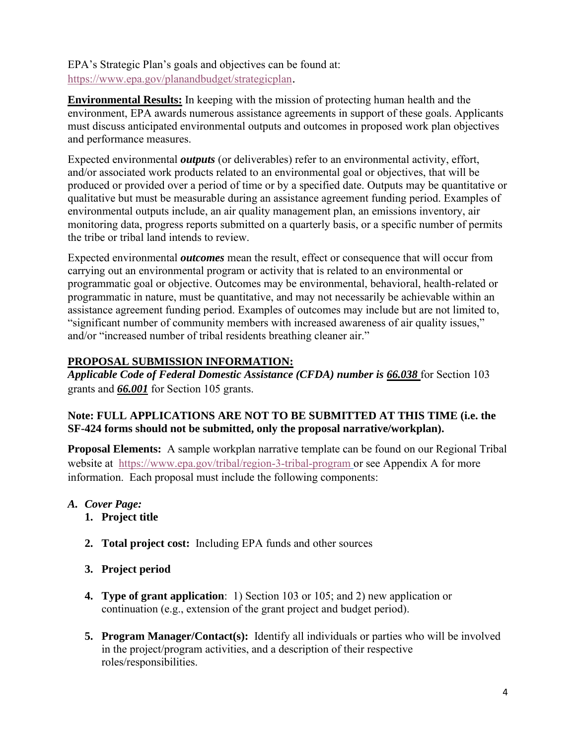EPA's Strategic Plan's goals and objectives can be found at: https://www.epa.gov/planandbudget/strategicplan.

**Environmental Results:** In keeping with the mission of protecting human health and the environment, EPA awards numerous assistance agreements in support of these goals. Applicants must discuss anticipated environmental outputs and outcomes in proposed work plan objectives and performance measures.

Expected environmental ***outputs*** (or deliverables) refer to an environmental activity, effort, and/or associated work products related to an environmental goal or objectives, that will be produced or provided over a period of time or by a specified date. Outputs may be quantitative or qualitative but must be measurable during an assistance agreement funding period. Examples of environmental outputs include, an air quality management plan, an emissions inventory, air monitoring data, progress reports submitted on a quarterly basis, or a specific number of permits the tribe or tribal land intends to review.

Expected environmental ***outcomes*** mean the result, effect or consequence that will occur from carrying out an environmental program or activity that is related to an environmental or programmatic goal or objective. Outcomes may be environmental, behavioral, health-related or programmatic in nature, must be quantitative, and may not necessarily be achievable within an assistance agreement funding period. Examples of outcomes may include but are not limited to, "significant number of community members with increased awareness of air quality issues," and/or "increased number of tribal residents breathing cleaner air."

## PROPOSAL SUBMISSION INFORMATION:

***Applicable Code of Federal Domestic Assistance (CFDA) number is 66.038*** for Section 103 grants and ***66.001*** for Section 105 grants.

**Note: FULL APPLICATIONS ARE NOT TO BE SUBMITTED AT THIS TIME (i.e. the SF-424 forms should not be submitted, only the proposal narrative/workplan).**

**Proposal Elements:** A sample workplan narrative template can be found on our Regional Tribal website at https://www.epa.gov/tribal/region-3-tribal-program or see Appendix A for more information. Each proposal must include the following components:

*A. Cover Page:*

1. **Project title**
2. **Total project cost:** Including EPA funds and other sources
3. **Project period**
4. **Type of grant application**: 1) Section 103 or 105; and 2) new application or continuation (e.g., extension of the grant project and budget period).
5. **Program Manager/Contact(s):** Identify all individuals or parties who will be involved in the project/program activities, and a description of their respective roles/responsibilities.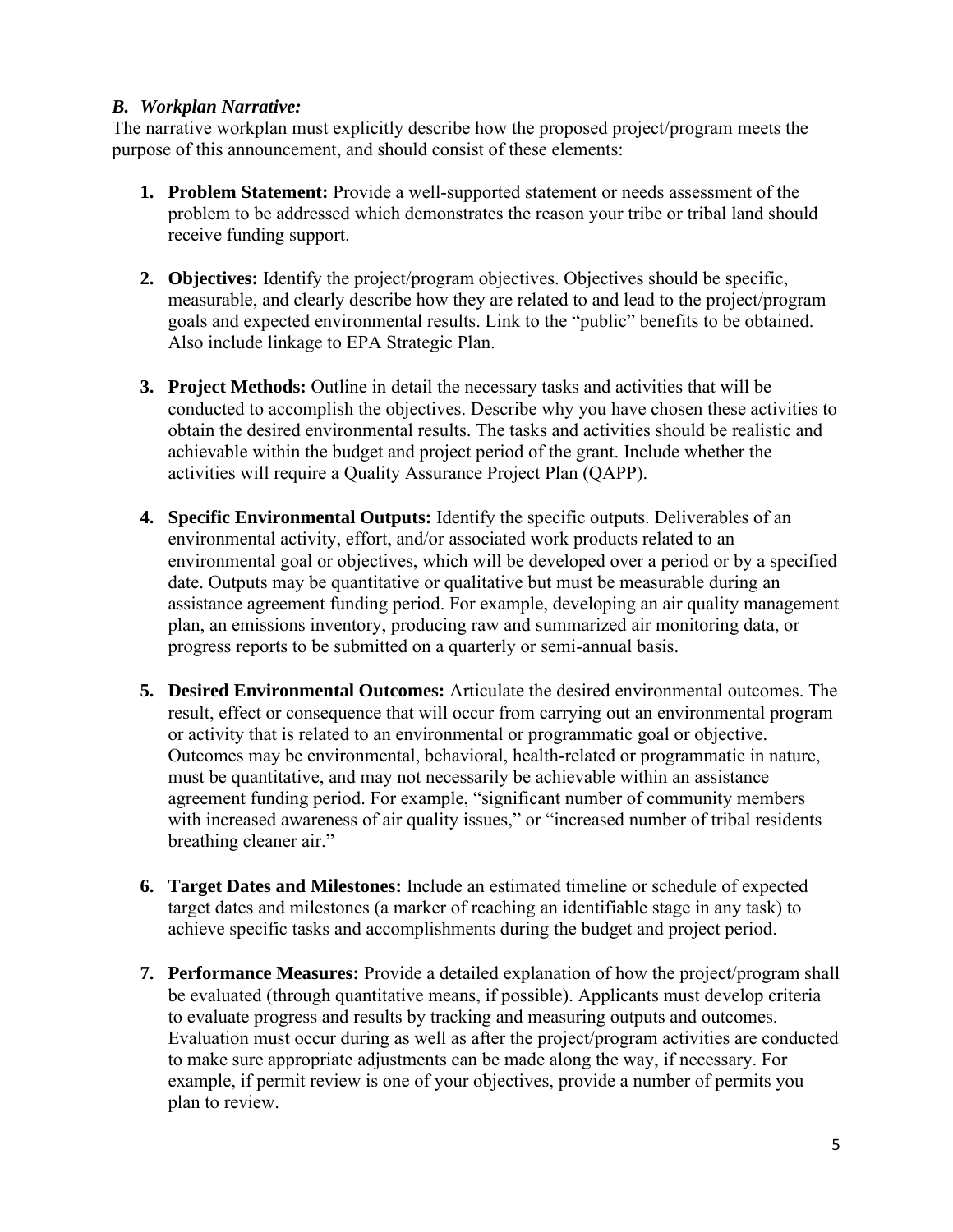### *B. Workplan Narrative:*

The narrative workplan must explicitly describe how the proposed project/program meets the purpose of this announcement, and should consist of these elements:

1. **Problem Statement:** Provide a well-supported statement or needs assessment of the problem to be addressed which demonstrates the reason your tribe or tribal land should receive funding support.

2. **Objectives:** Identify the project/program objectives. Objectives should be specific, measurable, and clearly describe how they are related to and lead to the project/program goals and expected environmental results. Link to the "public" benefits to be obtained. Also include linkage to EPA Strategic Plan.

3. **Project Methods:** Outline in detail the necessary tasks and activities that will be conducted to accomplish the objectives. Describe why you have chosen these activities to obtain the desired environmental results. The tasks and activities should be realistic and achievable within the budget and project period of the grant. Include whether the activities will require a Quality Assurance Project Plan (QAPP).

4. **Specific Environmental Outputs:** Identify the specific outputs. Deliverables of an environmental activity, effort, and/or associated work products related to an environmental goal or objectives, which will be developed over a period or by a specified date. Outputs may be quantitative or qualitative but must be measurable during an assistance agreement funding period. For example, developing an air quality management plan, an emissions inventory, producing raw and summarized air monitoring data, or progress reports to be submitted on a quarterly or semi-annual basis.

5. **Desired Environmental Outcomes:** Articulate the desired environmental outcomes. The result, effect or consequence that will occur from carrying out an environmental program or activity that is related to an environmental or programmatic goal or objective. Outcomes may be environmental, behavioral, health-related or programmatic in nature, must be quantitative, and may not necessarily be achievable within an assistance agreement funding period. For example, "significant number of community members with increased awareness of air quality issues," or "increased number of tribal residents breathing cleaner air."

6. **Target Dates and Milestones:** Include an estimated timeline or schedule of expected target dates and milestones (a marker of reaching an identifiable stage in any task) to achieve specific tasks and accomplishments during the budget and project period.

7. **Performance Measures:** Provide a detailed explanation of how the project/program shall be evaluated (through quantitative means, if possible). Applicants must develop criteria to evaluate progress and results by tracking and measuring outputs and outcomes. Evaluation must occur during as well as after the project/program activities are conducted to make sure appropriate adjustments can be made along the way, if necessary. For example, if permit review is one of your objectives, provide a number of permits you plan to review.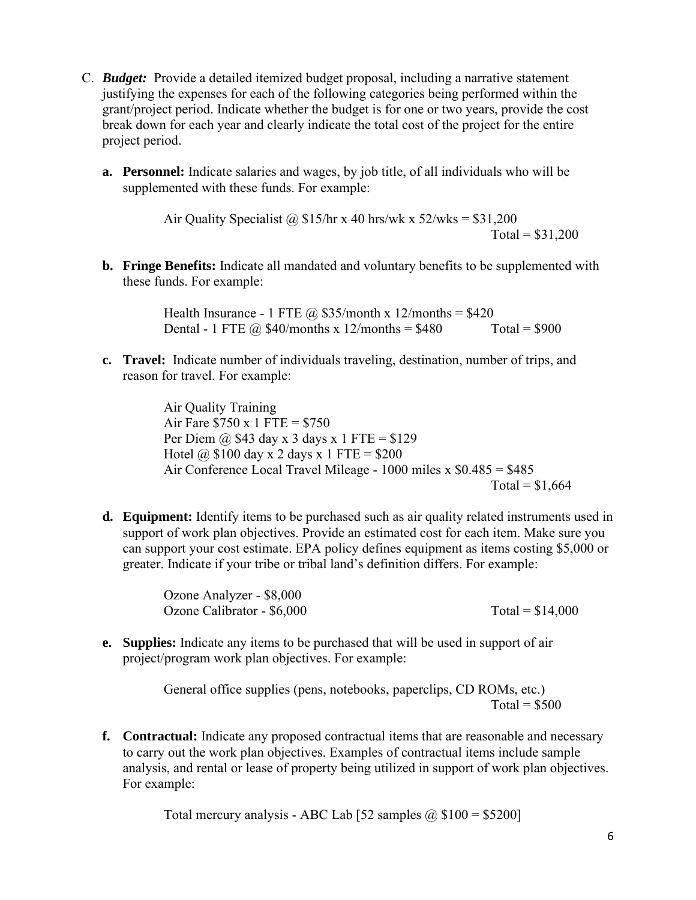C. ***Budget:*** Provide a detailed itemized budget proposal, including a narrative statement justifying the expenses for each of the following categories being performed within the grant/project period. Indicate whether the budget is for one or two years, provide the cost break down for each year and clearly indicate the total cost of the project for the entire project period.

   a. **Personnel:** Indicate salaries and wages, by job title, of all individuals who will be supplemented with these funds. For example:

      Air Quality Specialist @ $15/hr x 40 hrs/wk x 52/wks = $31,200
      Total = $31,200

   b. **Fringe Benefits:** Indicate all mandated and voluntary benefits to be supplemented with these funds. For example:

      Health Insurance - 1 FTE @ $35/month x 12/months = $420
      Dental - 1 FTE @ $40/months x 12/months = $480
      Total = $900

   c. **Travel:** Indicate number of individuals traveling, destination, number of trips, and reason for travel. For example:

      Air Quality Training
      Air Fare $750 x 1 FTE = $750
      Per Diem @ $43 day x 3 days x 1 FTE = $129
      Hotel @ $100 day x 2 days x 1 FTE = $200
      Air Conference Local Travel Mileage - 1000 miles x $0.485 = $485
      Total = $1,664

   d. **Equipment:** Identify items to be purchased such as air quality related instruments used in support of work plan objectives. Provide an estimated cost for each item. Make sure you can support your cost estimate. EPA policy defines equipment as items costing $5,000 or greater. Indicate if your tribe or tribal land's definition differs. For example:

      Ozone Analyzer - $8,000
      Ozone Calibrator - $6,000
      Total = $14,000

   e. **Supplies:** Indicate any items to be purchased that will be used in support of air project/program work plan objectives. For example:

      General office supplies (pens, notebooks, paperclips, CD ROMs, etc.)
      Total = $500

   f. **Contractual:** Indicate any proposed contractual items that are reasonable and necessary to carry out the work plan objectives. Examples of contractual items include sample analysis, and rental or lease of property being utilized in support of work plan objectives. For example:

      Total mercury analysis - ABC Lab [52 samples @ $100 = $5200]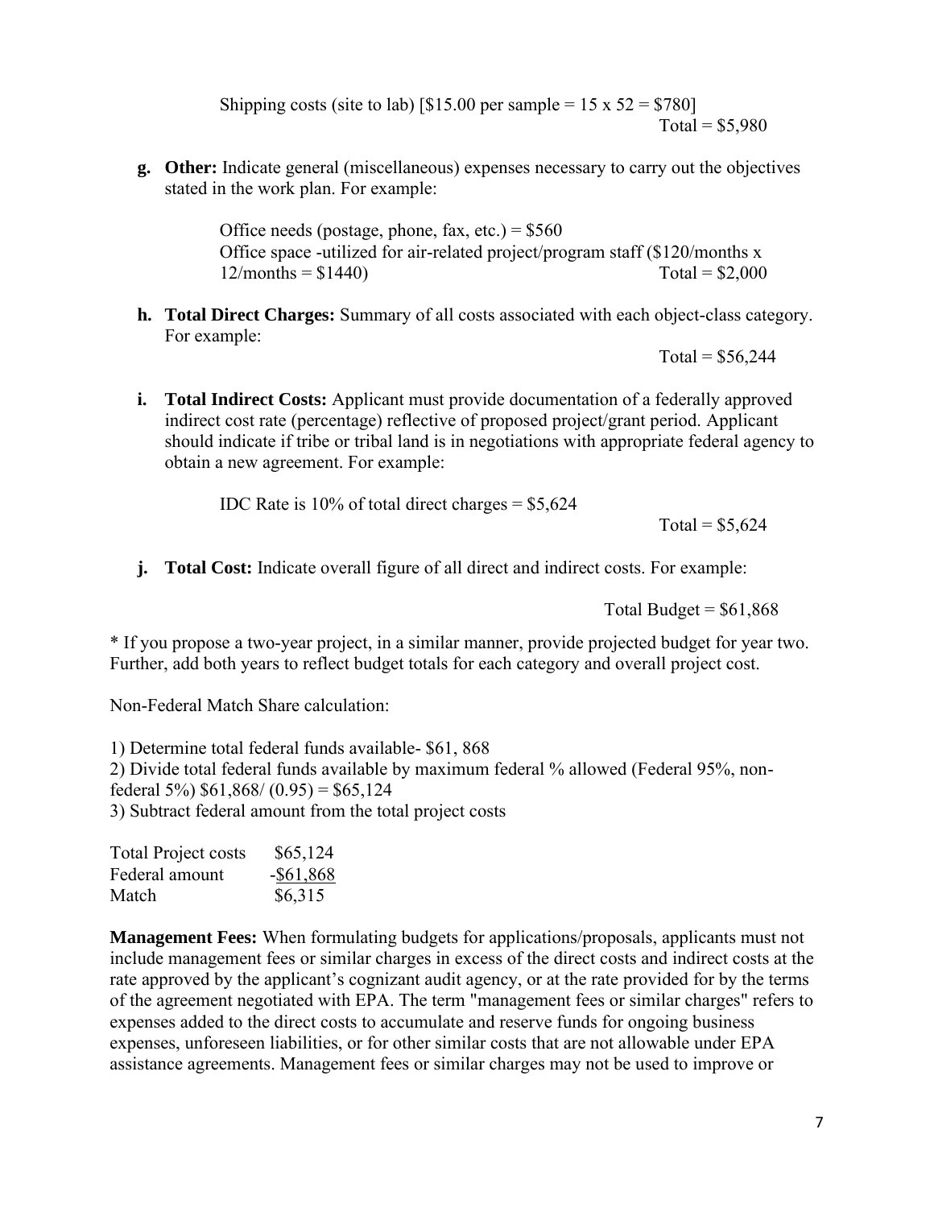Shipping costs (site to lab) [$15.00 per sample = 15 x 52 = $780]
Total = $5,980

**g. Other:** Indicate general (miscellaneous) expenses necessary to carry out the objectives stated in the work plan. For example:

Office needs (postage, phone, fax, etc.) = $560
Office space -utilized for air-related project/program staff ($120/months x 12/months = $1440) Total = $2,000

**h. Total Direct Charges:** Summary of all costs associated with each object-class category. For example:

Total = $56,244

**i. Total Indirect Costs:** Applicant must provide documentation of a federally approved indirect cost rate (percentage) reflective of proposed project/grant period. Applicant should indicate if tribe or tribal land is in negotiations with appropriate federal agency to obtain a new agreement. For example:

IDC Rate is 10% of total direct charges = $5,624
Total = $5,624

**j. Total Cost:** Indicate overall figure of all direct and indirect costs. For example:

Total Budget = $61,868

* If you propose a two-year project, in a similar manner, provide projected budget for year two. Further, add both years to reflect budget totals for each category and overall project cost.

Non-Federal Match Share calculation:

1) Determine total federal funds available- $61, 868
2) Divide total federal funds available by maximum federal % allowed (Federal 95%, non-federal 5%) $61,868/ (0.95) = $65,124
3) Subtract federal amount from the total project costs

| | |
|---|---|
| Total Project costs | $65,124 |
| Federal amount | -$61,868 |
| Match | $6,315 |

**Management Fees:** When formulating budgets for applications/proposals, applicants must not include management fees or similar charges in excess of the direct costs and indirect costs at the rate approved by the applicant's cognizant audit agency, or at the rate provided for by the terms of the agreement negotiated with EPA. The term "management fees or similar charges" refers to expenses added to the direct costs to accumulate and reserve funds for ongoing business expenses, unforeseen liabilities, or for other similar costs that are not allowable under EPA assistance agreements. Management fees or similar charges may not be used to improve or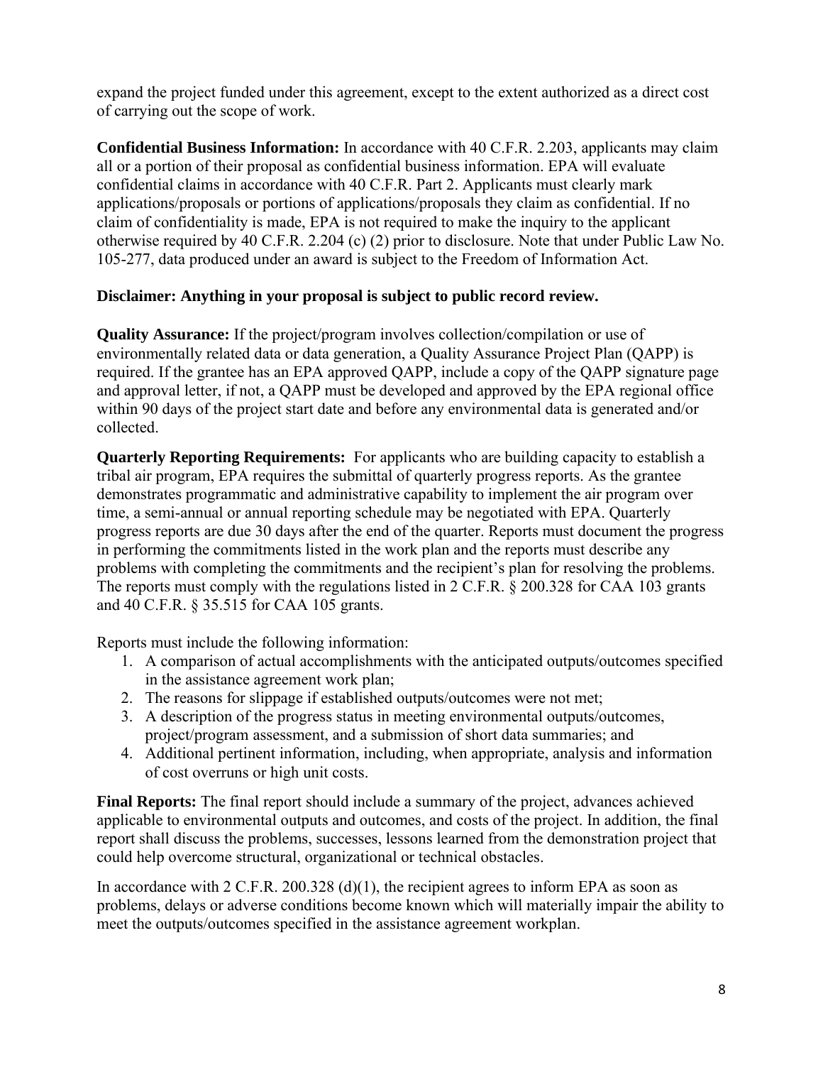expand the project funded under this agreement, except to the extent authorized as a direct cost of carrying out the scope of work.

**Confidential Business Information:** In accordance with 40 C.F.R. 2.203, applicants may claim all or a portion of their proposal as confidential business information. EPA will evaluate confidential claims in accordance with 40 C.F.R. Part 2. Applicants must clearly mark applications/proposals or portions of applications/proposals they claim as confidential. If no claim of confidentiality is made, EPA is not required to make the inquiry to the applicant otherwise required by 40 C.F.R. 2.204 (c) (2) prior to disclosure. Note that under Public Law No. 105-277, data produced under an award is subject to the Freedom of Information Act.

**Disclaimer: Anything in your proposal is subject to public record review.**

**Quality Assurance:** If the project/program involves collection/compilation or use of environmentally related data or data generation, a Quality Assurance Project Plan (QAPP) is required. If the grantee has an EPA approved QAPP, include a copy of the QAPP signature page and approval letter, if not, a QAPP must be developed and approved by the EPA regional office within 90 days of the project start date and before any environmental data is generated and/or collected.

**Quarterly Reporting Requirements:** For applicants who are building capacity to establish a tribal air program, EPA requires the submittal of quarterly progress reports. As the grantee demonstrates programmatic and administrative capability to implement the air program over time, a semi-annual or annual reporting schedule may be negotiated with EPA. Quarterly progress reports are due 30 days after the end of the quarter. Reports must document the progress in performing the commitments listed in the work plan and the reports must describe any problems with completing the commitments and the recipient's plan for resolving the problems. The reports must comply with the regulations listed in 2 C.F.R. § 200.328 for CAA 103 grants and 40 C.F.R. § 35.515 for CAA 105 grants.

Reports must include the following information:

1. A comparison of actual accomplishments with the anticipated outputs/outcomes specified in the assistance agreement work plan;
2. The reasons for slippage if established outputs/outcomes were not met;
3. A description of the progress status in meeting environmental outputs/outcomes, project/program assessment, and a submission of short data summaries; and
4. Additional pertinent information, including, when appropriate, analysis and information of cost overruns or high unit costs.

**Final Reports:** The final report should include a summary of the project, advances achieved applicable to environmental outputs and outcomes, and costs of the project. In addition, the final report shall discuss the problems, successes, lessons learned from the demonstration project that could help overcome structural, organizational or technical obstacles.

In accordance with 2 C.F.R. 200.328 (d)(1), the recipient agrees to inform EPA as soon as problems, delays or adverse conditions become known which will materially impair the ability to meet the outputs/outcomes specified in the assistance agreement workplan.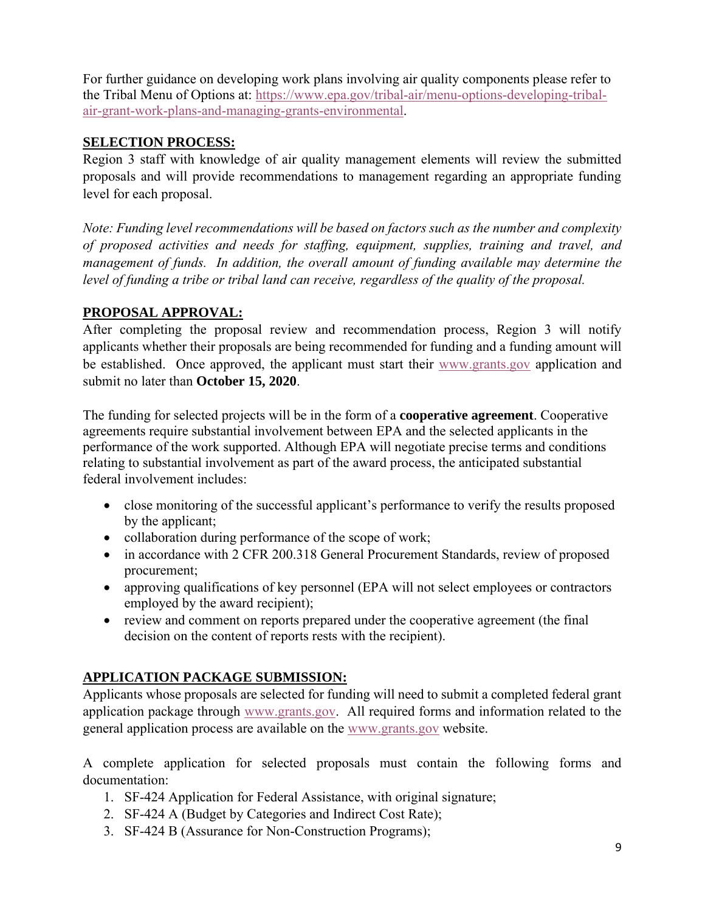For further guidance on developing work plans involving air quality components please refer to the Tribal Menu of Options at: [https://www.epa.gov/tribal-air/menu-options-developing-tribal-air-grant-work-plans-and-managing-grants-environmental](https://www.epa.gov/tribal-air/menu-options-developing-tribal-air-grant-work-plans-and-managing-grants-environmental).

## SELECTION PROCESS:

Region 3 staff with knowledge of air quality management elements will review the submitted proposals and will provide recommendations to management regarding an appropriate funding level for each proposal.

*Note: Funding level recommendations will be based on factors such as the number and complexity of proposed activities and needs for staffing, equipment, supplies, training and travel, and management of funds. In addition, the overall amount of funding available may determine the level of funding a tribe or tribal land can receive, regardless of the quality of the proposal.*

## PROPOSAL APPROVAL:

After completing the proposal review and recommendation process, Region 3 will notify applicants whether their proposals are being recommended for funding and a funding amount will be established. Once approved, the applicant must start their [www.grants.gov](http://www.grants.gov) application and submit no later than **October 15, 2020**.

The funding for selected projects will be in the form of a **cooperative agreement**. Cooperative agreements require substantial involvement between EPA and the selected applicants in the performance of the work supported. Although EPA will negotiate precise terms and conditions relating to substantial involvement as part of the award process, the anticipated substantial federal involvement includes:

- close monitoring of the successful applicant's performance to verify the results proposed by the applicant;
- collaboration during performance of the scope of work;
- in accordance with 2 CFR 200.318 General Procurement Standards, review of proposed procurement;
- approving qualifications of key personnel (EPA will not select employees or contractors employed by the award recipient);
- review and comment on reports prepared under the cooperative agreement (the final decision on the content of reports rests with the recipient).

## APPLICATION PACKAGE SUBMISSION:

Applicants whose proposals are selected for funding will need to submit a completed federal grant application package through [www.grants.gov](http://www.grants.gov). All required forms and information related to the general application process are available on the [www.grants.gov](http://www.grants.gov) website.

A complete application for selected proposals must contain the following forms and documentation:

1. SF-424 Application for Federal Assistance, with original signature;
2. SF-424 A (Budget by Categories and Indirect Cost Rate);
3. SF-424 B (Assurance for Non-Construction Programs);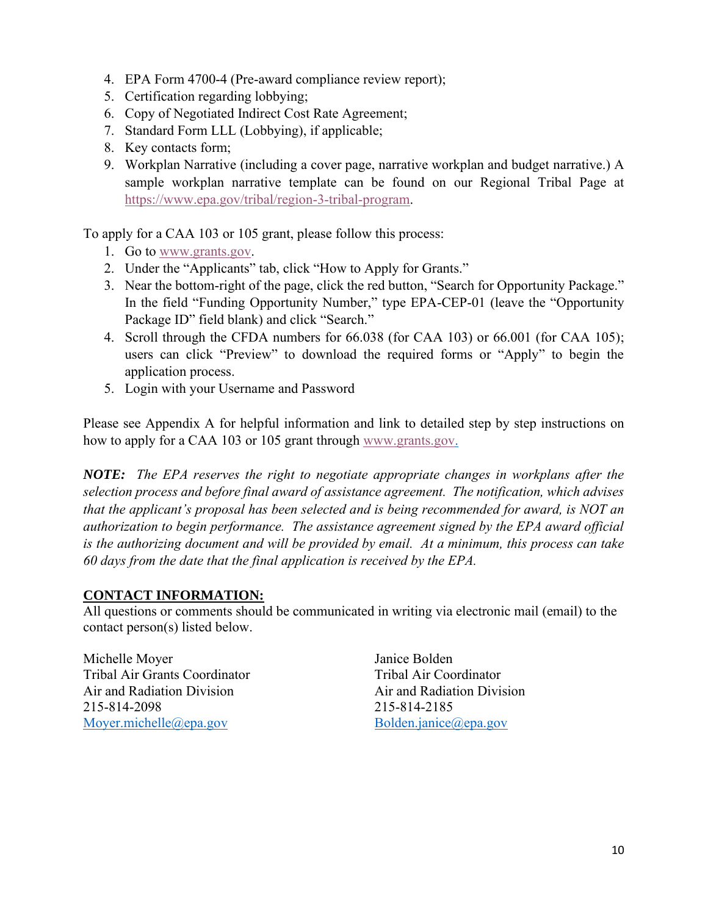4. EPA Form 4700-4 (Pre-award compliance review report);
5. Certification regarding lobbying;
6. Copy of Negotiated Indirect Cost Rate Agreement;
7. Standard Form LLL (Lobbying), if applicable;
8. Key contacts form;
9. Workplan Narrative (including a cover page, narrative workplan and budget narrative.) A sample workplan narrative template can be found on our Regional Tribal Page at https://www.epa.gov/tribal/region-3-tribal-program.

To apply for a CAA 103 or 105 grant, please follow this process:

1. Go to www.grants.gov.
2. Under the "Applicants" tab, click "How to Apply for Grants."
3. Near the bottom-right of the page, click the red button, "Search for Opportunity Package." In the field "Funding Opportunity Number," type EPA-CEP-01 (leave the "Opportunity Package ID" field blank) and click "Search."
4. Scroll through the CFDA numbers for 66.038 (for CAA 103) or 66.001 (for CAA 105); users can click "Preview" to download the required forms or "Apply" to begin the application process.
5. Login with your Username and Password

Please see Appendix A for helpful information and link to detailed step by step instructions on how to apply for a CAA 103 or 105 grant through www.grants.gov.

***NOTE:*** *The EPA reserves the right to negotiate appropriate changes in workplans after the selection process and before final award of assistance agreement. The notification, which advises that the applicant's proposal has been selected and is being recommended for award, is NOT an authorization to begin performance. The assistance agreement signed by the EPA award official is the authorizing document and will be provided by email. At a minimum, this process can take 60 days from the date that the final application is received by the EPA.*

**CONTACT INFORMATION:**

All questions or comments should be communicated in writing via electronic mail (email) to the contact person(s) listed below.

Michelle Moyer
Tribal Air Grants Coordinator
Air and Radiation Division
215-814-2098
Moyer.michelle@epa.gov

Janice Bolden
Tribal Air Coordinator
Air and Radiation Division
215-814-2185
Bolden.janice@epa.gov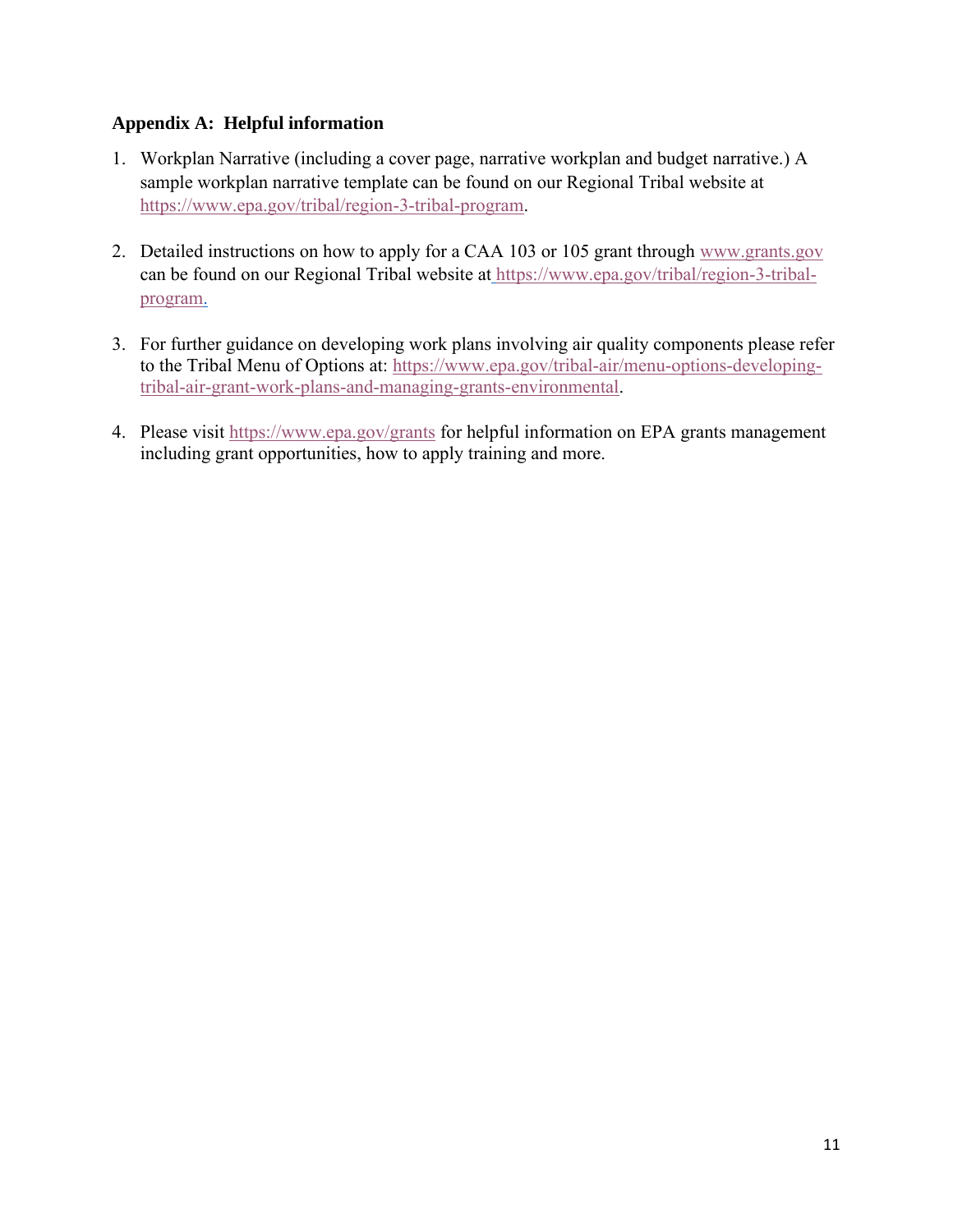**Appendix A: Helpful information**

1. Workplan Narrative (including a cover page, narrative workplan and budget narrative.) A sample workplan narrative template can be found on our Regional Tribal website at https://www.epa.gov/tribal/region-3-tribal-program.

2. Detailed instructions on how to apply for a CAA 103 or 105 grant through www.grants.gov can be found on our Regional Tribal website at https://www.epa.gov/tribal/region-3-tribal-program.

3. For further guidance on developing work plans involving air quality components please refer to the Tribal Menu of Options at: https://www.epa.gov/tribal-air/menu-options-developing-tribal-air-grant-work-plans-and-managing-grants-environmental.

4. Please visit https://www.epa.gov/grants for helpful information on EPA grants management including grant opportunities, how to apply training and more.